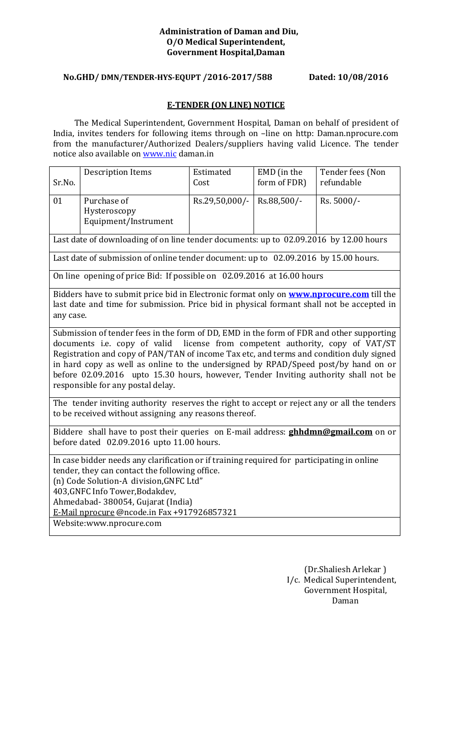**Administration of Daman and Diu,**
**O/O Medical Superintendent,**
**Government Hospital,Daman**

**No.GHD/ DMN/TENDER-HYS-EQUPT /2016-2017/588 Dated: 10/08/2016**

## E-TENDER (ON LINE) NOTICE

The Medical Superintendent, Government Hospital, Daman on behalf of president of India, invites tenders for following items through on –line on http: Daman.nprocure.com from the manufacturer/Authorized Dealers/suppliers having valid Licence. The tender notice also available on www.nic daman.in

| Sr.No. | Description Items | Estimated Cost | EMD (in the form of FDR) | Tender fees (Non refundable |
|---|---|---|---|---|
| 01 | Purchase of Hysteroscopy Equipment/Instrument | Rs.29,50,000/- | Rs.88,500/- | Rs. 5000/- |
| Last date of downloading of on line tender documents: up to 02.09.2016 by 12.00 hours | | | | |
| Last date of submission of online tender document: up to 02.09.2016 by 15.00 hours. | | | | |
| On line opening of price Bid: If possible on 02.09.2016 at 16.00 hours | | | | |
| Bidders have to submit price bid in Electronic format only on **www.nprocure.com** till the last date and time for submission. Price bid in physical formant shall not be accepted in any case. | | | | |
| Submission of tender fees in the form of DD, EMD in the form of FDR and other supporting documents i.e. copy of valid license from competent authority, copy of VAT/ST Registration and copy of PAN/TAN of income Tax etc, and terms and condition duly signed in hard copy as well as online to the undersigned by RPAD/Speed post/by hand on or before 02.09.2016 upto 15.30 hours, however, Tender Inviting authority shall not be responsible for any postal delay. | | | | |
| The tender inviting authority reserves the right to accept or reject any or all the tenders to be received without assigning any reasons thereof. | | | | |
| Biddere shall have to post their queries on E-mail address: **ghhdmn@gmail.com** on or before dated 02.09.2016 upto 11.00 hours. | | | | |
| In case bidder needs any clarification or if training required for participating in online tender, they can contact the following office. (n) Code Solution-A division,GNFC Ltd" 403,GNFC Info Tower,Bodakdev, Ahmedabad- 380054, Gujarat (India) E-Mail nprocure @ncode.in Fax +917926857321 Website:www.nprocure.com | | | | |

(Dr.Shaliesh Arlekar )
I/c. Medical Superintendent,
Government Hospital,
Daman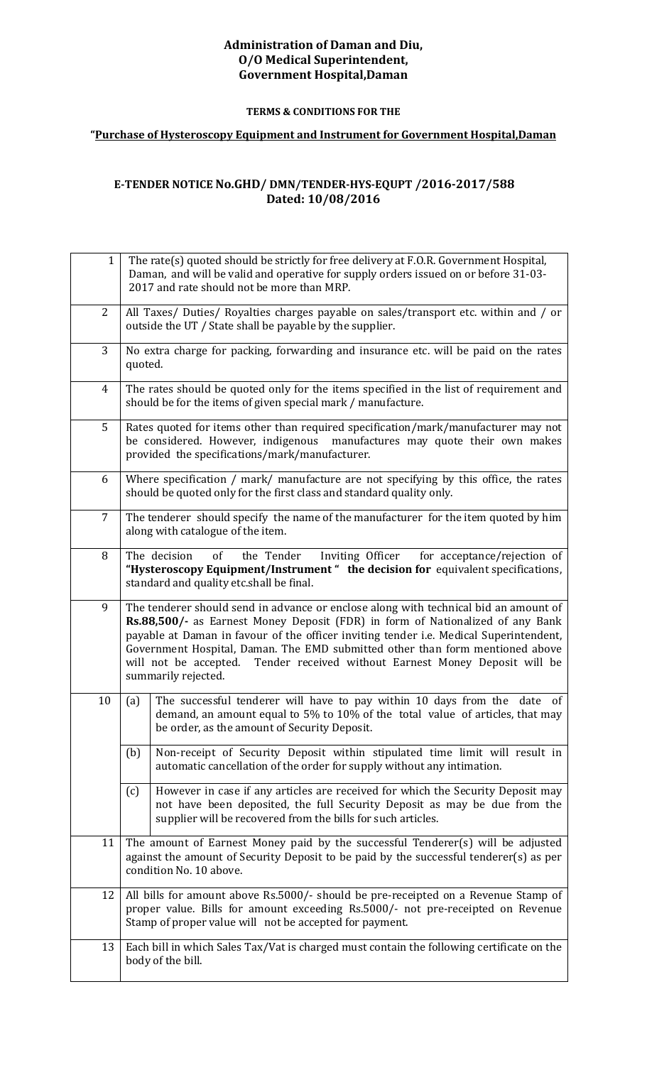**Administration of Daman and Diu,**
**O/O Medical Superintendent,**
**Government Hospital,Daman**

**TERMS & CONDITIONS FOR THE**

**"Purchase of Hysteroscopy Equipment and Instrument for Government Hospital,Daman**

**E-TENDER NOTICE No.GHD/ DMN/TENDER-HYS-EQUPT /2016-2017/588**
**Dated: 10/08/2016**

| | | |
|---|---|---|
| 1 | The rate(s) quoted should be strictly for free delivery at F.O.R. Government Hospital, Daman, and will be valid and operative for supply orders issued on or before 31-03-2017 and rate should not be more than MRP. | |
| 2 | All Taxes/ Duties/ Royalties charges payable on sales/transport etc. within and / or outside the UT / State shall be payable by the supplier. | |
| 3 | No extra charge for packing, forwarding and insurance etc. will be paid on the rates quoted. | |
| 4 | The rates should be quoted only for the items specified in the list of requirement and should be for the items of given special mark / manufacture. | |
| 5 | Rates quoted for items other than required specification/mark/manufacturer may not be considered. However, indigenous manufactures may quote their own makes provided the specifications/mark/manufacturer. | |
| 6 | Where specification / mark/ manufacture are not specifying by this office, the rates should be quoted only for the first class and standard quality only. | |
| 7 | The tenderer should specify the name of the manufacturer for the item quoted by him along with catalogue of the item. | |
| 8 | The decision of the Tender Inviting Officer for acceptance/rejection of **"Hysteroscopy Equipment/Instrument "** **the decision for** equivalent specifications, standard and quality etc.shall be final. | |
| 9 | The tenderer should send in advance or enclose along with technical bid an amount of **Rs.88,500/-** as Earnest Money Deposit (FDR) in form of Nationalized of any Bank payable at Daman in favour of the officer inviting tender i.e. Medical Superintendent, Government Hospital, Daman. The EMD submitted other than form mentioned above will not be accepted. Tender received without Earnest Money Deposit will be summarily rejected. | |
| 10 | (a) | The successful tenderer will have to pay within 10 days from the date of demand, an amount equal to 5% to 10% of the total value of articles, that may be order, as the amount of Security Deposit. |
| | (b) | Non-receipt of Security Deposit within stipulated time limit will result in automatic cancellation of the order for supply without any intimation. |
| | (c) | However in case if any articles are received for which the Security Deposit may not have been deposited, the full Security Deposit as may be due from the supplier will be recovered from the bills for such articles. |
| 11 | The amount of Earnest Money paid by the successful Tenderer(s) will be adjusted against the amount of Security Deposit to be paid by the successful tenderer(s) as per condition No. 10 above. | |
| 12 | All bills for amount above Rs.5000/- should be pre-receipted on a Revenue Stamp of proper value. Bills for amount exceeding Rs.5000/- not pre-receipted on Revenue Stamp of proper value will not be accepted for payment. | |
| 13 | Each bill in which Sales Tax/Vat is charged must contain the following certificate on the body of the bill. | |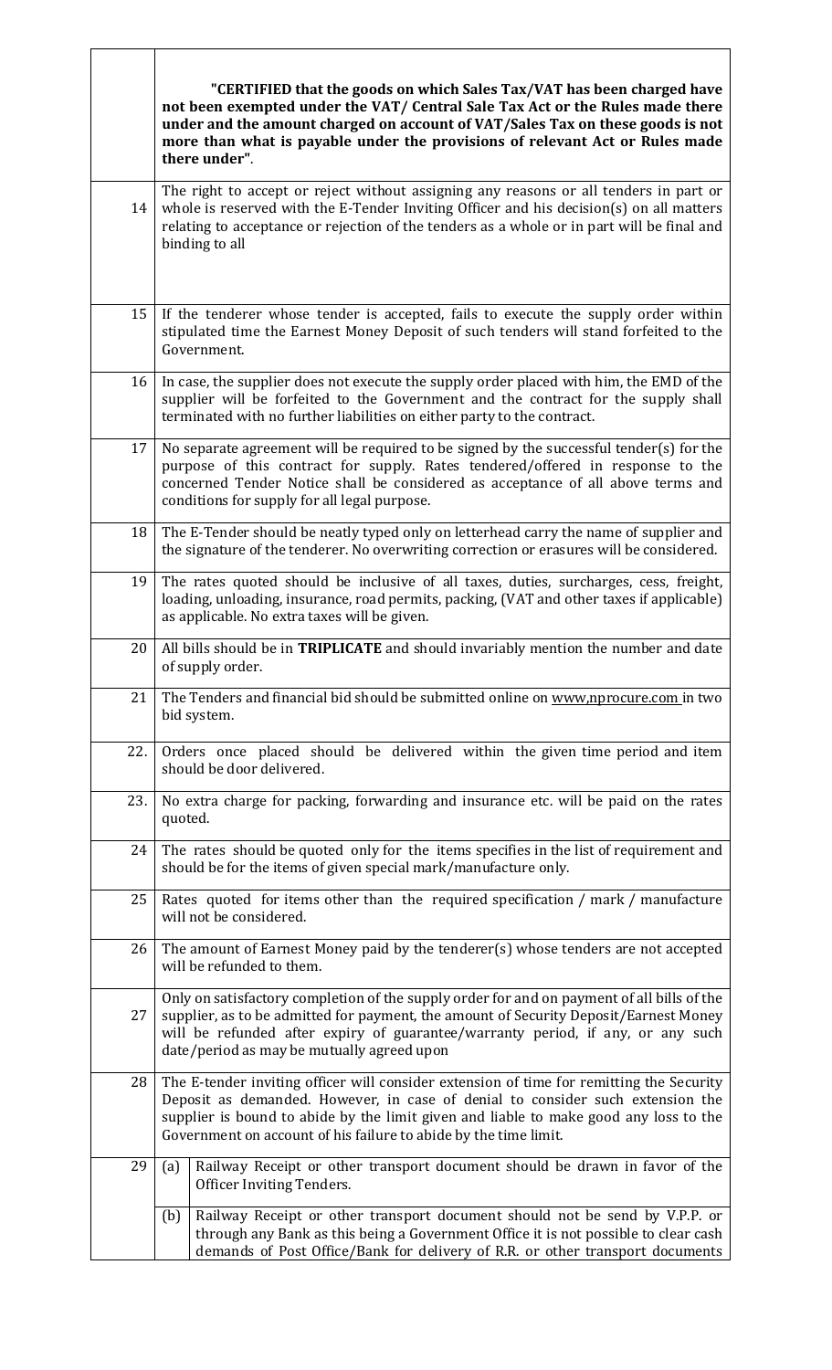|  |  |
|---|---|
|  | **"CERTIFIED that the goods on which Sales Tax/VAT has been charged have not been exempted under the VAT/ Central Sale Tax Act or the Rules made there under and the amount charged on account of VAT/Sales Tax on these goods is not more than what is payable under the provisions of relevant Act or Rules made there under"**. |
| 14 | The right to accept or reject without assigning any reasons or all tenders in part or whole is reserved with the E-Tender Inviting Officer and his decision(s) on all matters relating to acceptance or rejection of the tenders as a whole or in part will be final and binding to all |
| 15 | If the tenderer whose tender is accepted, fails to execute the supply order within stipulated time the Earnest Money Deposit of such tenders will stand forfeited to the Government. |
| 16 | In case, the supplier does not execute the supply order placed with him, the EMD of the supplier will be forfeited to the Government and the contract for the supply shall terminated with no further liabilities on either party to the contract. |
| 17 | No separate agreement will be required to be signed by the successful tender(s) for the purpose of this contract for supply. Rates tendered/offered in response to the concerned Tender Notice shall be considered as acceptance of all above terms and conditions for supply for all legal purpose. |
| 18 | The E-Tender should be neatly typed only on letterhead carry the name of supplier and the signature of the tenderer. No overwriting correction or erasures will be considered. |
| 19 | The rates quoted should be inclusive of all taxes, duties, surcharges, cess, freight, loading, unloading, insurance, road permits, packing, (VAT and other taxes if applicable) as applicable. No extra taxes will be given. |
| 20 | All bills should be in **TRIPLICATE** and should invariably mention the number and date of supply order. |
| 21 | The Tenders and financial bid should be submitted online on www,nprocure.com in two bid system. |
| 22. | Orders once placed should be delivered within the given time period and item should be door delivered. |
| 23. | No extra charge for packing, forwarding and insurance etc. will be paid on the rates quoted. |
| 24 | The rates should be quoted only for the items specifies in the list of requirement and should be for the items of given special mark/manufacture only. |
| 25 | Rates quoted for items other than the required specification / mark / manufacture will not be considered. |
| 26 | The amount of Earnest Money paid by the tenderer(s) whose tenders are not accepted will be refunded to them. |
| 27 | Only on satisfactory completion of the supply order for and on payment of all bills of the supplier, as to be admitted for payment, the amount of Security Deposit/Earnest Money will be refunded after expiry of guarantee/warranty period, if any, or any such date/period as may be mutually agreed upon |
| 28 | The E-tender inviting officer will consider extension of time for remitting the Security Deposit as demanded. However, in case of denial to consider such extension the supplier is bound to abide by the limit given and liable to make good any loss to the Government on account of his failure to abide by the time limit. |
| 29 | (a) Railway Receipt or other transport document should be drawn in favor of the Officer Inviting Tenders. |
|  | (b) Railway Receipt or other transport document should not be send by V.P.P. or through any Bank as this being a Government Office it is not possible to clear cash demands of Post Office/Bank for delivery of R.R. or other transport documents |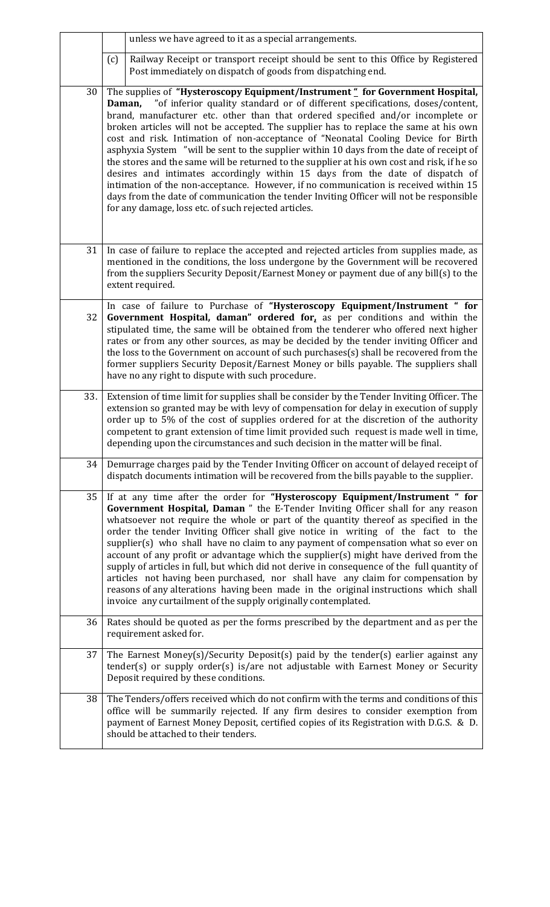|  |  |  |
|---|---|---|
|  |  | unless we have agreed to it as a special arrangements. |
|  | (c) | Railway Receipt or transport receipt should be sent to this Office by Registered Post immediately on dispatch of goods from dispatching end. |
| 30 | The supplies of **"Hysteroscopy Equipment/Instrument " for Government Hospital, Daman,** "of inferior quality standard or of different specifications, doses/content, brand, manufacturer etc. other than that ordered specified and/or incomplete or broken articles will not be accepted. The supplier has to replace the same at his own cost and risk. Intimation of non-acceptance of "Neonatal Cooling Device for Birth asphyxia System "will be sent to the supplier within 10 days from the date of receipt of the stores and the same will be returned to the supplier at his own cost and risk, if he so desires and intimates accordingly within 15 days from the date of dispatch of intimation of the non-acceptance. However, if no communication is received within 15 days from the date of communication the tender Inviting Officer will not be responsible for any damage, loss etc. of such rejected articles. | |
| 31 | In case of failure to replace the accepted and rejected articles from supplies made, as mentioned in the conditions, the loss undergone by the Government will be recovered from the suppliers Security Deposit/Earnest Money or payment due of any bill(s) to the extent required. | |
| 32 | In case of failure to Purchase of **"Hysteroscopy Equipment/Instrument " for Government Hospital, daman" ordered for,** as per conditions and within the stipulated time, the same will be obtained from the tenderer who offered next higher rates or from any other sources, as may be decided by the tender inviting Officer and the loss to the Government on account of such purchases(s) shall be recovered from the former suppliers Security Deposit/Earnest Money or bills payable. The suppliers shall have no any right to dispute with such procedure. | |
| 33. | Extension of time limit for supplies shall be consider by the Tender Inviting Officer. The extension so granted may be with levy of compensation for delay in execution of supply order up to 5% of the cost of supplies ordered for at the discretion of the authority competent to grant extension of time limit provided such request is made well in time, depending upon the circumstances and such decision in the matter will be final. | |
| 34 | Demurrage charges paid by the Tender Inviting Officer on account of delayed receipt of dispatch documents intimation will be recovered from the bills payable to the supplier. | |
| 35 | If at any time after the order for **"Hysteroscopy Equipment/Instrument " for Government Hospital, Daman** " the E-Tender Inviting Officer shall for any reason whatsoever not require the whole or part of the quantity thereof as specified in the order the tender Inviting Officer shall give notice in writing of the fact to the supplier(s) who shall have no claim to any payment of compensation what so ever on account of any profit or advantage which the supplier(s) might have derived from the supply of articles in full, but which did not derive in consequence of the full quantity of articles not having been purchased, nor shall have any claim for compensation by reasons of any alterations having been made in the original instructions which shall invoice any curtailment of the supply originally contemplated. | |
| 36 | Rates should be quoted as per the forms prescribed by the department and as per the requirement asked for. | |
| 37 | The Earnest Money(s)/Security Deposit(s) paid by the tender(s) earlier against any tender(s) or supply order(s) is/are not adjustable with Earnest Money or Security Deposit required by these conditions. | |
| 38 | The Tenders/offers received which do not confirm with the terms and conditions of this office will be summarily rejected. If any firm desires to consider exemption from payment of Earnest Money Deposit, certified copies of its Registration with D.G.S. & D. should be attached to their tenders. | |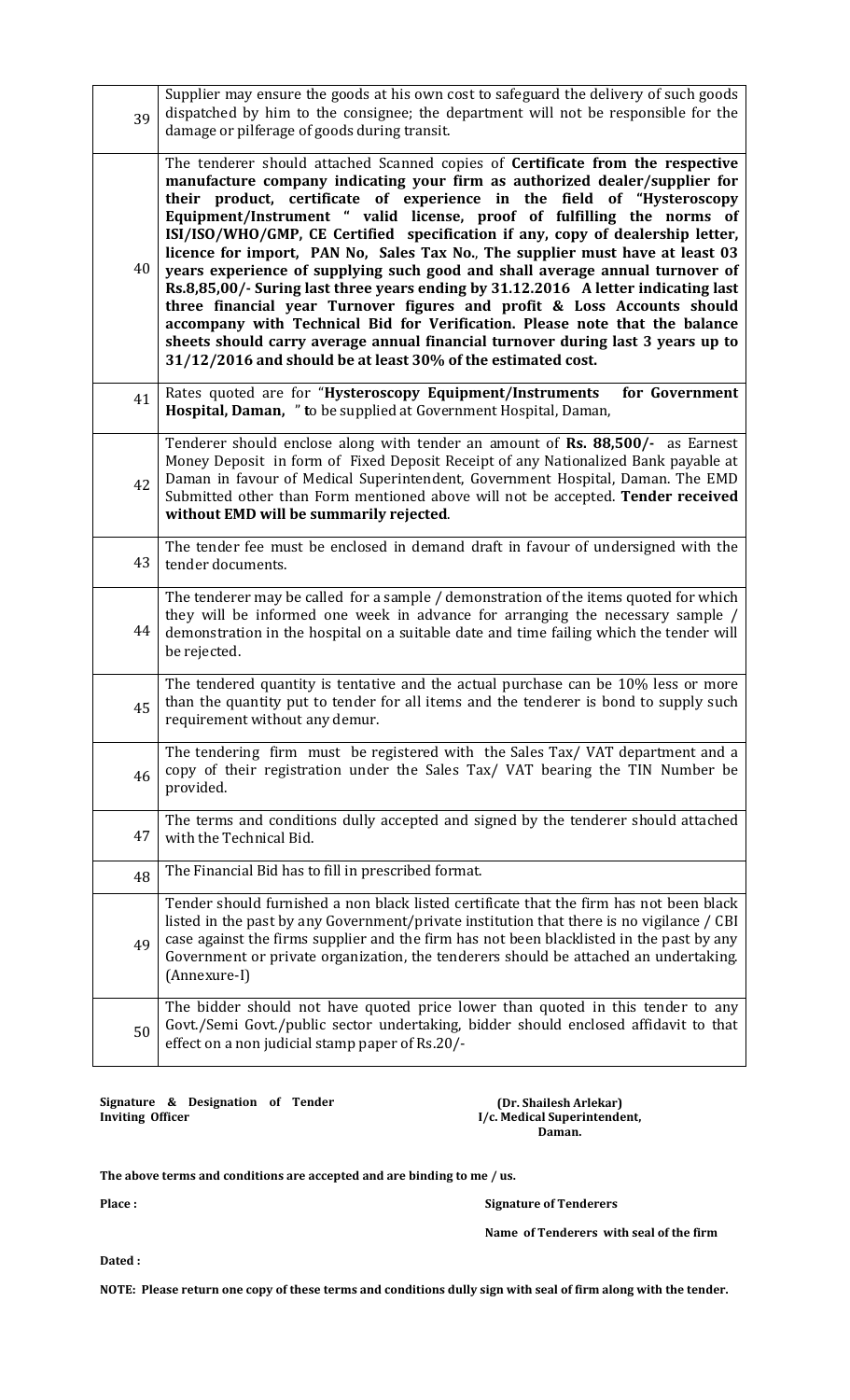| | |
|---|---|
| 39 | Supplier may ensure the goods at his own cost to safeguard the delivery of such goods dispatched by him to the consignee; the department will not be responsible for the damage or pilferage of goods during transit. |
| 40 | The tenderer should attached Scanned copies of **Certificate from the respective manufacture company indicating your firm as authorized dealer/supplier for their product, certificate of experience in the field of "Hysteroscopy Equipment/Instrument " valid license, proof of fulfilling the norms of ISI/ISO/WHO/GMP, CE Certified specification if any, copy of dealership letter, licence for import, PAN No, Sales Tax No., The supplier must have at least 03 years experience of supplying such good and shall average annual turnover of Rs.8,85,00/- Suring last three years ending by 31.12.2016 A letter indicating last three financial year Turnover figures and profit & Loss Accounts should accompany with Technical Bid for Verification. Please note that the balance sheets should carry average annual financial turnover during last 3 years up to 31/12/2016 and should be at least 30% of the estimated cost.** |
| 41 | Rates quoted are for "**Hysteroscopy Equipment/Instruments for Government Hospital, Daman,** " **t**o be supplied at Government Hospital, Daman, |
| 42 | Tenderer should enclose along with tender an amount of **Rs. 88,500/-** as Earnest Money Deposit in form of Fixed Deposit Receipt of any Nationalized Bank payable at Daman in favour of Medical Superintendent, Government Hospital, Daman. The EMD Submitted other than Form mentioned above will not be accepted. **Tender received without EMD will be summarily rejected**. |
| 43 | The tender fee must be enclosed in demand draft in favour of undersigned with the tender documents. |
| 44 | The tenderer may be called for a sample / demonstration of the items quoted for which they will be informed one week in advance for arranging the necessary sample / demonstration in the hospital on a suitable date and time failing which the tender will be rejected. |
| 45 | The tendered quantity is tentative and the actual purchase can be 10% less or more than the quantity put to tender for all items and the tenderer is bond to supply such requirement without any demur. |
| 46 | The tendering firm must be registered with the Sales Tax/ VAT department and a copy of their registration under the Sales Tax/ VAT bearing the TIN Number be provided. |
| 47 | The terms and conditions dully accepted and signed by the tenderer should attached with the Technical Bid. |
| 48 | The Financial Bid has to fill in prescribed format. |
| 49 | Tender should furnished a non black listed certificate that the firm has not been black listed in the past by any Government/private institution that there is no vigilance / CBI case against the firms supplier and the firm has not been blacklisted in the past by any Government or private organization, the tenderers should be attached an undertaking. (Annexure-I) |
| 50 | The bidder should not have quoted price lower than quoted in this tender to any Govt./Semi Govt./public sector undertaking, bidder should enclosed affidavit to that effect on a non judicial stamp paper of Rs.20/- |

**Signature & Designation of Tender Inviting Officer**

**(Dr. Shailesh Arlekar)**
**I/c. Medical Superintendent,**
**Daman.**

**The above terms and conditions are accepted and are binding to me / us.**

**Place :**

**Signature of Tenderers**

**Name of Tenderers with seal of the firm**

**Dated :**

**NOTE: Please return one copy of these terms and conditions dully sign with seal of firm along with the tender.**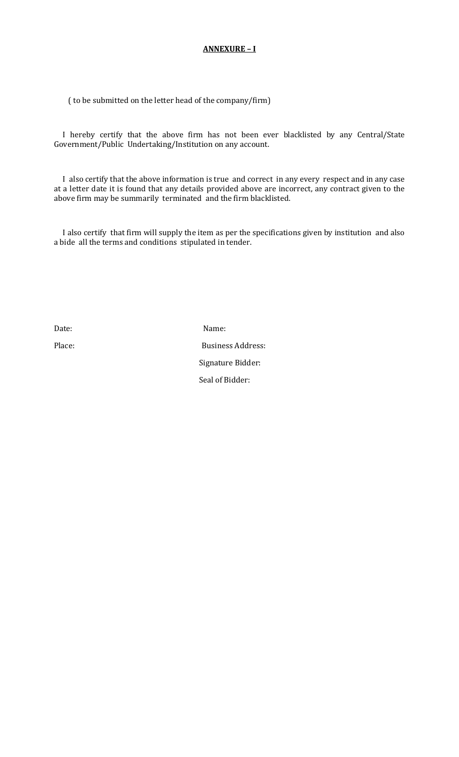**ANNEXURE – I**

( to be submitted on the letter head of the company/firm)

I hereby certify that the above firm has not been ever blacklisted by any Central/State Government/Public Undertaking/Institution on any account.

I also certify that the above information is true and correct in any every respect and in any case at a letter date it is found that any details provided above are incorrect, any contract given to the above firm may be summarily terminated and the firm blacklisted.

I also certify that firm will supply the item as per the specifications given by institution and also a bide all the terms and conditions stipulated in tender.

Date: 

Place: 

Name:

Business Address:

Signature Bidder:

Seal of Bidder: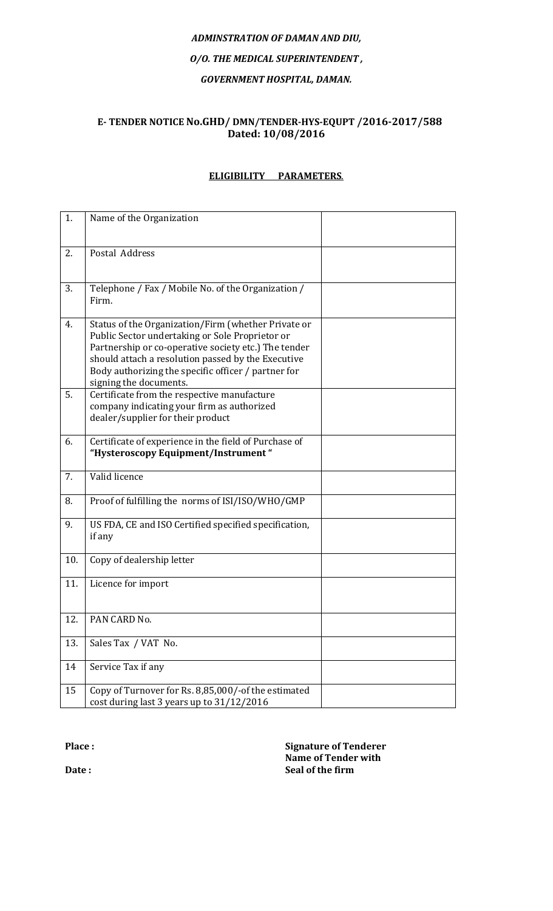***ADMINSTRATION OF DAMAN AND DIU,***

***O/O. THE MEDICAL SUPERINTENDENT ,***

***GOVERNMENT HOSPITAL, DAMAN.***

**E- TENDER NOTICE No.GHD/ DMN/TENDER-HYS-EQUPT /2016-2017/588**
**Dated: 10/08/2016**

**ELIGIBILITY PARAMETERS.**

| | | |
|---|---|---|
| 1. | Name of the Organization | |
| 2. | Postal Address | |
| 3. | Telephone / Fax / Mobile No. of the Organization / Firm. | |
| 4. | Status of the Organization/Firm (whether Private or Public Sector undertaking or Sole Proprietor or Partnership or co-operative society etc.) The tender should attach a resolution passed by the Executive Body authorizing the specific officer / partner for signing the documents. | |
| 5. | Certificate from the respective manufacture company indicating your firm as authorized dealer/supplier for their product | |
| 6. | Certificate of experience in the field of Purchase of **"Hysteroscopy Equipment/Instrument "** | |
| 7. | Valid licence | |
| 8. | Proof of fulfilling the norms of ISI/ISO/WHO/GMP | |
| 9. | US FDA, CE and ISO Certified specified specification, if any | |
| 10. | Copy of dealership letter | |
| 11. | Licence for import | |
| 12. | PAN CARD No. | |
| 13. | Sales Tax / VAT No. | |
| 14 | Service Tax if any | |
| 15 | Copy of Turnover for Rs. 8,85,000/-of the estimated cost during last 3 years up to 31/12/2016 | |

**Place :**

**Date :**

**Signature of Tenderer**
**Name of Tender with**
**Seal of the firm**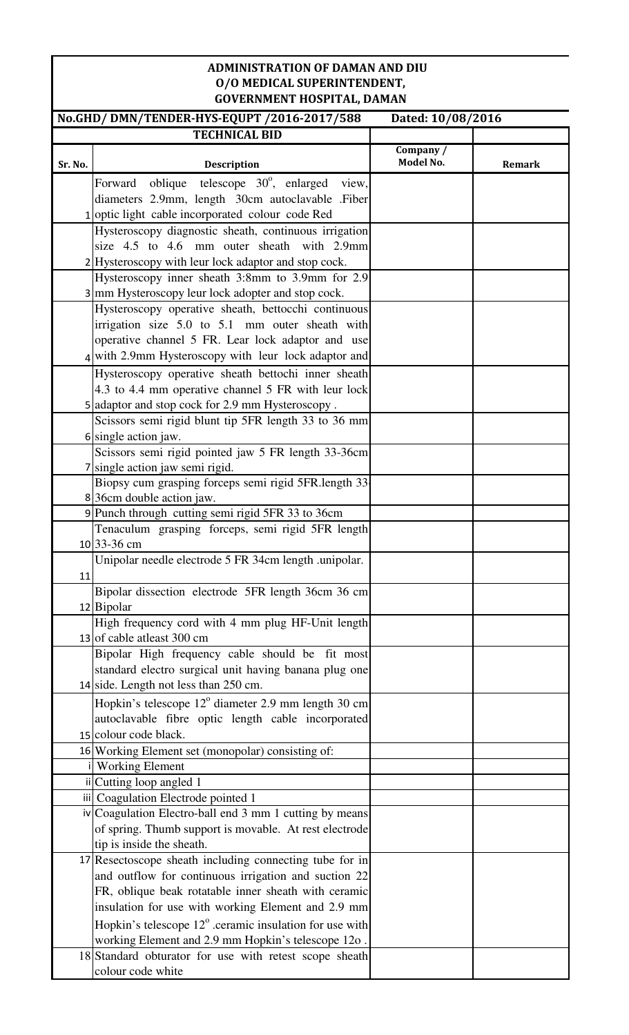**ADMINISTRATION OF DAMAN AND DIU**
**O/O MEDICAL SUPERINTENDENT,**
**GOVERNMENT HOSPITAL, DAMAN**

**No.GHD/ DMN/TENDER-HYS-EQUPT /2016-2017/588** **Dated: 10/08/2016**

**TECHNICAL BID**

| Sr. No. | Description | Company / Model No. | Remark |
|---|---|---|---|
| 1 | Forward oblique telescope 30°, enlarged view, diameters 2.9mm, length 30cm autoclavable .Fiber optic light cable incorporated colour code Red | | |
| 2 | Hysteroscopy diagnostic sheath, continuous irrigation size 4.5 to 4.6 mm outer sheath with 2.9mm Hysteroscopy with leur lock adaptor and stop cock. | | |
| 3 | Hysteroscopy inner sheath 3:8mm to 3.9mm for 2.9 mm Hysteroscopy leur lock adopter and stop cock. | | |
| 4 | Hysteroscopy operative sheath, bettocchi continuous irrigation size 5.0 to 5.1 mm outer sheath with operative channel 5 FR. Lear lock adaptor and use with 2.9mm Hysteroscopy with leur lock adaptor and | | |
| 5 | Hysteroscopy operative sheath bettochi inner sheath 4.3 to 4.4 mm operative channel 5 FR with leur lock adaptor and stop cock for 2.9 mm Hysteroscopy . | | |
| 6 | Scissors semi rigid blunt tip 5FR length 33 to 36 mm single action jaw. | | |
| 7 | Scissors semi rigid pointed jaw 5 FR length 33-36cm single action jaw semi rigid. | | |
| 8 | Biopsy cum grasping forceps semi rigid 5FR.length 33-36cm double action jaw. | | |
| 9 | Punch through cutting semi rigid 5FR 33 to 36cm | | |
| 10 | Tenaculum grasping forceps, semi rigid 5FR length 33-36 cm | | |
| 11 | Unipolar needle electrode 5 FR 34cm length .unipolar. | | |
| 12 | Bipolar dissection electrode 5FR length 36cm 36 cm Bipolar | | |
| 13 | High frequency cord with 4 mm plug HF-Unit length of cable atleast 300 cm | | |
| 14 | Bipolar High frequency cable should be fit most standard electro surgical unit having banana plug one side. Length not less than 250 cm. | | |
| 15 | Hopkin's telescope 12° diameter 2.9 mm length 30 cm autoclavable fibre optic length cable incorporated colour code black. | | |
| 16 | Working Element set (monopolar) consisting of: | | |
| i | Working Element | | |
| ii | Cutting loop angled 1 | | |
| iii | Coagulation Electrode pointed 1 | | |
| iv | Coagulation Electro-ball end 3 mm 1 cutting by means of spring. Thumb support is movable. At rest electrode tip is inside the sheath. | | |
| 17 | Resectoscope sheath including connecting tube for in and outflow for continuous irrigation and suction 22 FR, oblique beak rotatable inner sheath with ceramic insulation for use with working Element and 2.9 mm Hopkin's telescope 12° .ceramic insulation for use with working Element and 2.9 mm Hopkin's telescope 12o . | | |
| 18 | Standard obturator for use with retest scope sheath colour code white | | |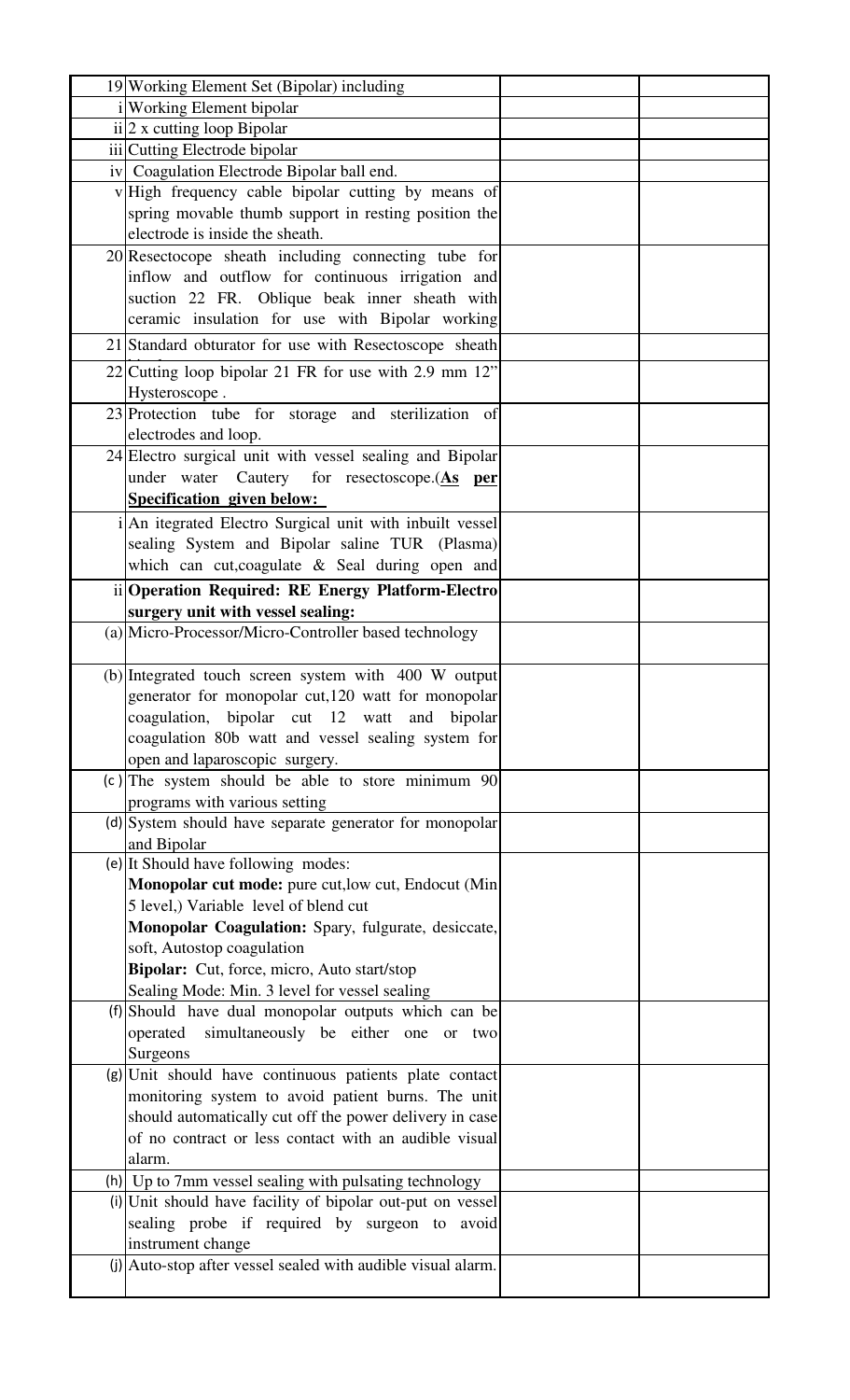| | | | |
|---|---|---|---|
| 19 | Working Element Set (Bipolar) including | | |
| i | Working Element bipolar | | |
| ii | 2 x cutting loop Bipolar | | |
| iii | Cutting Electrode bipolar | | |
| iv | Coagulation Electrode Bipolar ball end. | | |
| v | High frequency cable bipolar cutting by means of spring movable thumb support in resting position the electrode is inside the sheath. | | |
| 20 | Resectocope sheath including connecting tube for inflow and outflow for continuous irrigation and suction 22 FR. Oblique beak inner sheath with ceramic insulation for use with Bipolar working | | |
| 21 | Standard obturator for use with Resectoscope sheath | | |
| 22 | Cutting loop bipolar 21 FR for use with 2.9 mm 12" Hysteroscope . | | |
| 23 | Protection tube for storage and sterilization of electrodes and loop. | | |
| 24 | Electro surgical unit with vessel sealing and Bipolar under water Cautery for resectoscope.(**<u>As per Specification given below:</u>** | | |
| i | An itegrated Electro Surgical unit with inbuilt vessel sealing System and Bipolar saline TUR (Plasma) which can cut,coagulate & Seal during open and | | |
| ii | **Operation Required: RE Energy Platform-Electro surgery unit with vessel sealing:** | | |
| (a) | Micro-Processor/Micro-Controller based technology | | |
| (b) | Integrated touch screen system with 400 W output generator for monopolar cut,120 watt for monopolar coagulation, bipolar cut 12 watt and bipolar coagulation 80b watt and vessel sealing system for open and laparoscopic surgery. | | |
| (c ) | The system should be able to store minimum 90 programs with various setting | | |
| (d) | System should have separate generator for monopolar and Bipolar | | |
| (e) | It Should have following modes:<br>**Monopolar cut mode:** pure cut,low cut, Endocut (Min 5 level,) Variable level of blend cut<br>**Monopolar Coagulation:** Spary, fulgurate, desiccate, soft, Autostop coagulation<br>**Bipolar:** Cut, force, micro, Auto start/stop<br>Sealing Mode: Min. 3 level for vessel sealing | | |
| (f) | Should have dual monopolar outputs which can be operated simultaneously be either one or two Surgeons | | |
| (g) | Unit should have continuous patients plate contact monitoring system to avoid patient burns. The unit should automatically cut off the power delivery in case of no contract or less contact with an audible visual alarm. | | |
| (h) | Up to 7mm vessel sealing with pulsating technology | | |
| (i) | Unit should have facility of bipolar out-put on vessel sealing probe if required by surgeon to avoid instrument change | | |
| (j) | Auto-stop after vessel sealed with audible visual alarm. | | |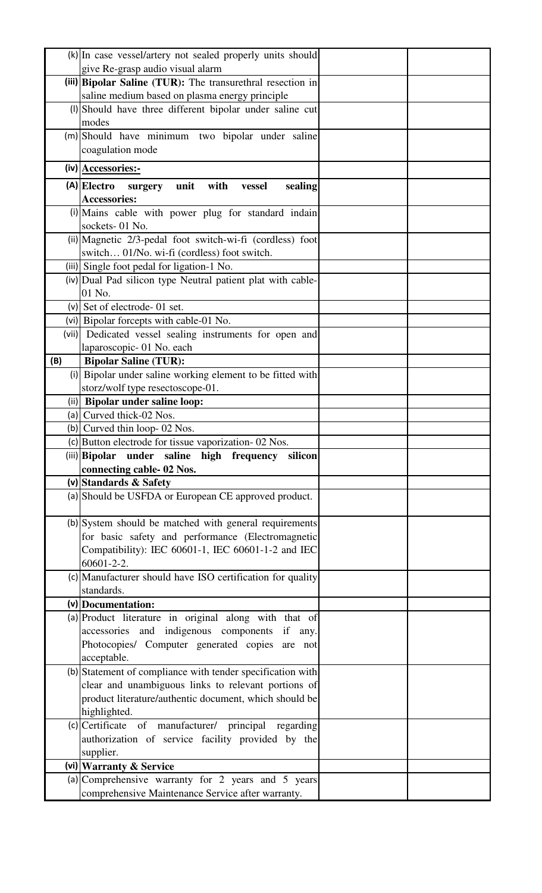| | | | |
|---|---|---|---|
| (k) | In case vessel/artery not sealed properly units should give Re-grasp audio visual alarm | | |
| (iii) | **Bipolar Saline (TUR):** The transurethral resection in saline medium based on plasma energy principle | | |
| (l) | Should have three different bipolar under saline cut modes | | |
| (m) | Should have minimum two bipolar under saline coagulation mode | | |
| (iv) | **Accessories:-** | | |
| (A) | **Electro surgery unit with vessel sealing Accessories:** | | |
| (i) | Mains cable with power plug for standard indain sockets- 01 No. | | |
| (ii) | Magnetic 2/3-pedal foot switch-wi-fi (cordless) foot switch… 01/No. wi-fi (cordless) foot switch. | | |
| (iii) | Single foot pedal for ligation-1 No. | | |
| (iv) | Dual Pad silicon type Neutral patient plat with cable- 01 No. | | |
| (v) | Set of electrode- 01 set. | | |
| (vi) | Bipolar forcepts with cable-01 No. | | |
| (vii) | Dedicated vessel sealing instruments for open and laparoscopic- 01 No. each | | |
| (B) | **Bipolar Saline (TUR):** | | |
| (i) | Bipolar under saline working element to be fitted with storz/wolf type resectoscope-01. | | |
| (ii) | **Bipolar under saline loop:** | | |
| (a) | Curved thick-02 Nos. | | |
| (b) | Curved thin loop- 02 Nos. | | |
| (c) | Button electrode for tissue vaporization- 02 Nos. | | |
| (iii) | **Bipolar under saline high frequency silicon connecting cable- 02 Nos.** | | |
| (v) | **Standards & Safety** | | |
| (a) | Should be USFDA or European CE approved product. | | |
| (b) | System should be matched with general requirements for basic safety and performance (Electromagnetic Compatibility): IEC 60601-1, IEC 60601-1-2 and IEC 60601-2-2. | | |
| (c) | Manufacturer should have ISO certification for quality standards. | | |
| (v) | **Documentation:** | | |
| (a) | Product literature in original along with that of accessories and indigenous components if any. Photocopies/ Computer generated copies are not acceptable. | | |
| (b) | Statement of compliance with tender specification with clear and unambiguous links to relevant portions of product literature/authentic document, which should be highlighted. | | |
| (c) | Certificate of manufacturer/ principal regarding authorization of service facility provided by the supplier. | | |
| (vi) | **Warranty & Service** | | |
| (a) | Comprehensive warranty for 2 years and 5 years comprehensive Maintenance Service after warranty. | | |